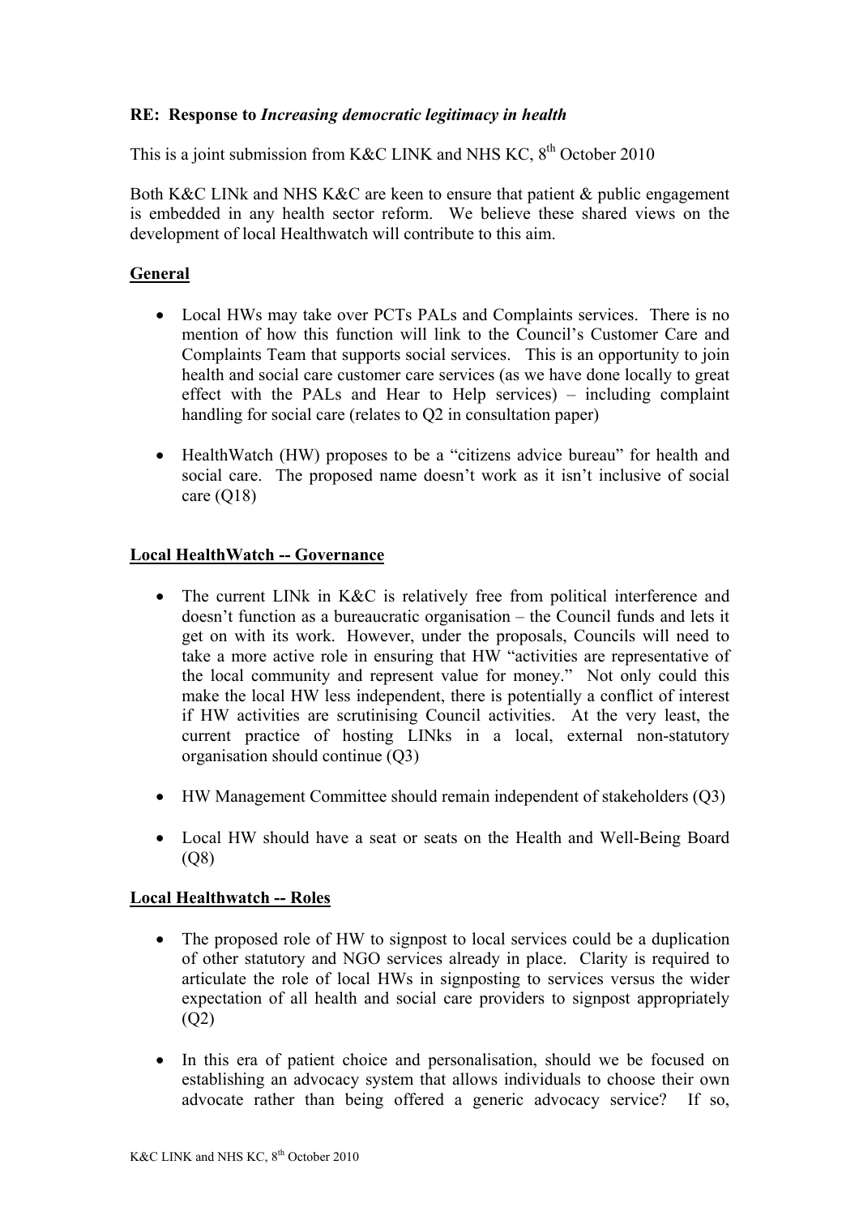**RE: Response to *Increasing democratic legitimacy in health***

This is a joint submission from K&C LINK and NHS KC, 8th October 2010

Both K&C LINk and NHS K&C are keen to ensure that patient & public engagement is embedded in any health sector reform. We believe these shared views on the development of local Healthwatch will contribute to this aim.

## General

- Local HWs may take over PCTs PALs and Complaints services. There is no mention of how this function will link to the Council's Customer Care and Complaints Team that supports social services. This is an opportunity to join health and social care customer care services (as we have done locally to great effect with the PALs and Hear to Help services) – including complaint handling for social care (relates to Q2 in consultation paper)
- HealthWatch (HW) proposes to be a "citizens advice bureau" for health and social care. The proposed name doesn't work as it isn't inclusive of social care (Q18)

## Local HealthWatch -- Governance

- The current LINk in K&C is relatively free from political interference and doesn't function as a bureaucratic organisation – the Council funds and lets it get on with its work. However, under the proposals, Councils will need to take a more active role in ensuring that HW "activities are representative of the local community and represent value for money." Not only could this make the local HW less independent, there is potentially a conflict of interest if HW activities are scrutinising Council activities. At the very least, the current practice of hosting LINks in a local, external non-statutory organisation should continue (Q3)
- HW Management Committee should remain independent of stakeholders (Q3)
- Local HW should have a seat or seats on the Health and Well-Being Board (Q8)

## Local Healthwatch -- Roles

- The proposed role of HW to signpost to local services could be a duplication of other statutory and NGO services already in place. Clarity is required to articulate the role of local HWs in signposting to services versus the wider expectation of all health and social care providers to signpost appropriately (Q2)
- In this era of patient choice and personalisation, should we be focused on establishing an advocacy system that allows individuals to choose their own advocate rather than being offered a generic advocacy service? If so,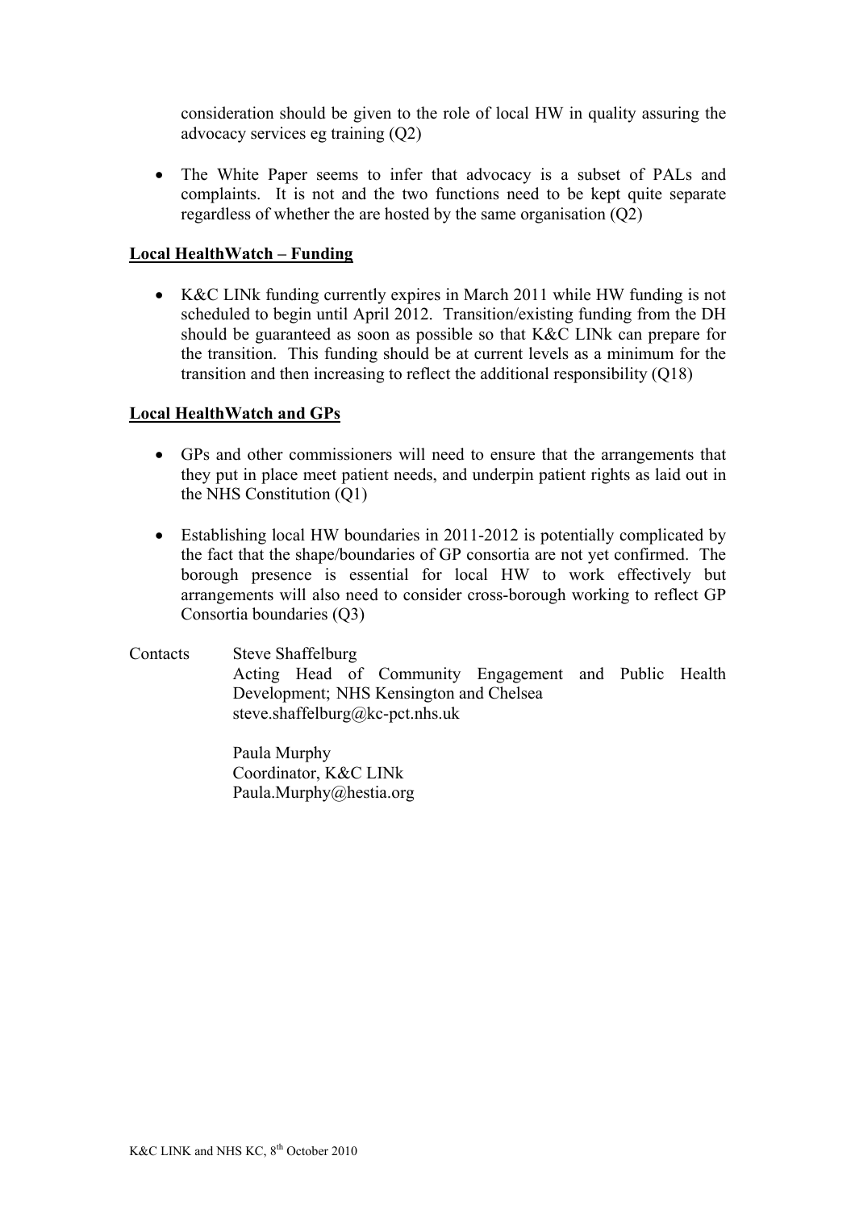consideration should be given to the role of local HW in quality assuring the advocacy services eg training (Q2)

- The White Paper seems to infer that advocacy is a subset of PALs and complaints. It is not and the two functions need to be kept quite separate regardless of whether the are hosted by the same organisation (Q2)

**Local HealthWatch – Funding**

- K&C LINk funding currently expires in March 2011 while HW funding is not scheduled to begin until April 2012. Transition/existing funding from the DH should be guaranteed as soon as possible so that K&C LINk can prepare for the transition. This funding should be at current levels as a minimum for the transition and then increasing to reflect the additional responsibility (Q18)

**Local HealthWatch and GPs**

- GPs and other commissioners will need to ensure that the arrangements that they put in place meet patient needs, and underpin patient rights as laid out in the NHS Constitution (Q1)

- Establishing local HW boundaries in 2011-2012 is potentially complicated by the fact that the shape/boundaries of GP consortia are not yet confirmed. The borough presence is essential for local HW to work effectively but arrangements will also need to consider cross-borough working to reflect GP Consortia boundaries (Q3)

Contacts

Steve Shaffelburg
Acting Head of Community Engagement and Public Health Development; NHS Kensington and Chelsea
steve.shaffelburg@kc-pct.nhs.uk

Paula Murphy
Coordinator, K&C LINk
Paula.Murphy@hestia.org

K&C LINK and NHS KC, 8th October 2010